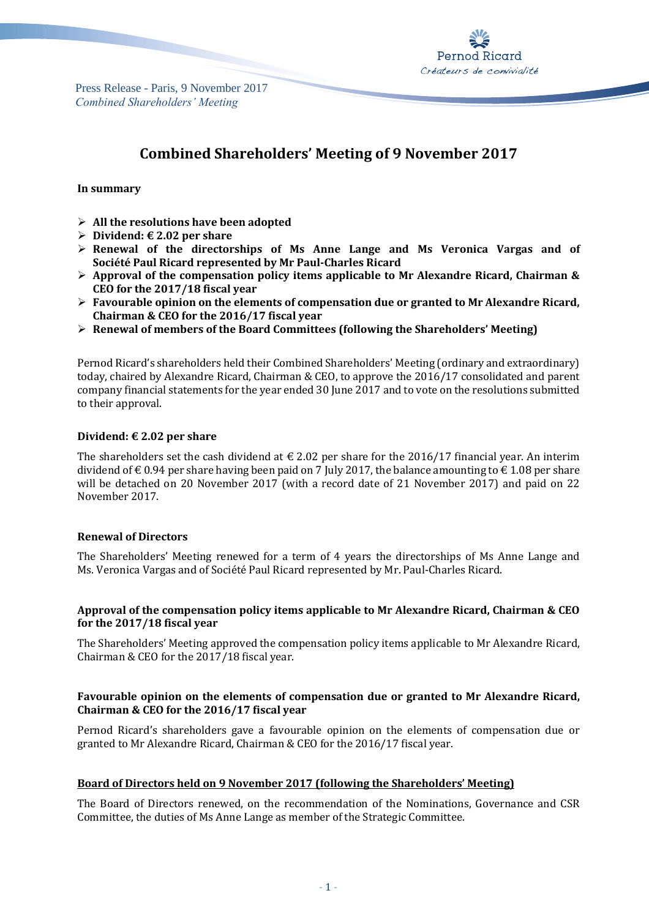Press Release - Paris, 9 November 2017
*Combined Shareholders' Meeting*

# Combined Shareholders' Meeting of 9 November 2017

**In summary**

- **All the resolutions have been adopted**
- **Dividend: € 2.02 per share**
- **Renewal of the directorships of Ms Anne Lange and Ms Veronica Vargas and of Société Paul Ricard represented by Mr Paul-Charles Ricard**
- **Approval of the compensation policy items applicable to Mr Alexandre Ricard, Chairman & CEO for the 2017/18 fiscal year**
- **Favourable opinion on the elements of compensation due or granted to Mr Alexandre Ricard, Chairman & CEO for the 2016/17 fiscal year**
- **Renewal of members of the Board Committees (following the Shareholders' Meeting)**

Pernod Ricard's shareholders held their Combined Shareholders' Meeting (ordinary and extraordinary) today, chaired by Alexandre Ricard, Chairman & CEO, to approve the 2016/17 consolidated and parent company financial statements for the year ended 30 June 2017 and to vote on the resolutions submitted to their approval.

### Dividend: € 2.02 per share

The shareholders set the cash dividend at € 2.02 per share for the 2016/17 financial year. An interim dividend of € 0.94 per share having been paid on 7 July 2017, the balance amounting to € 1.08 per share will be detached on 20 November 2017 (with a record date of 21 November 2017) and paid on 22 November 2017.

### Renewal of Directors

The Shareholders' Meeting renewed for a term of 4 years the directorships of Ms Anne Lange and Ms. Veronica Vargas and of Société Paul Ricard represented by Mr. Paul-Charles Ricard.

### Approval of the compensation policy items applicable to Mr Alexandre Ricard, Chairman & CEO for the 2017/18 fiscal year

The Shareholders' Meeting approved the compensation policy items applicable to Mr Alexandre Ricard, Chairman & CEO for the 2017/18 fiscal year.

### Favourable opinion on the elements of compensation due or granted to Mr Alexandre Ricard, Chairman & CEO for the 2016/17 fiscal year

Pernod Ricard's shareholders gave a favourable opinion on the elements of compensation due or granted to Mr Alexandre Ricard, Chairman & CEO for the 2016/17 fiscal year.

### Board of Directors held on 9 November 2017 (following the Shareholders' Meeting)

The Board of Directors renewed, on the recommendation of the Nominations, Governance and CSR Committee, the duties of Ms Anne Lange as member of the Strategic Committee.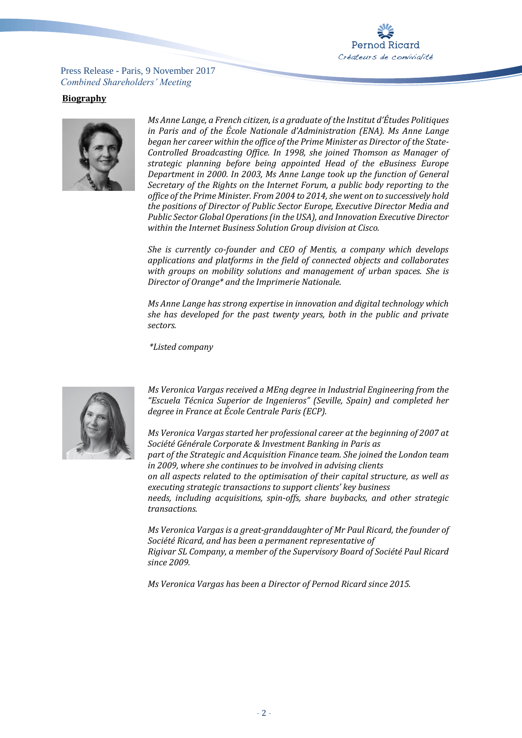**Biography**

*Ms Anne Lange, a French citizen, is a graduate of the Institut d'Études Politiques in Paris and of the École Nationale d'Administration (ENA). Ms Anne Lange began her career within the office of the Prime Minister as Director of the State-Controlled Broadcasting Office. In 1998, she joined Thomson as Manager of strategic planning before being appointed Head of the eBusiness Europe Department in 2000. In 2003, Ms Anne Lange took up the function of General Secretary of the Rights on the Internet Forum, a public body reporting to the office of the Prime Minister. From 2004 to 2014, she went on to successively hold the positions of Director of Public Sector Europe, Executive Director Media and Public Sector Global Operations (in the USA), and Innovation Executive Director within the Internet Business Solution Group division at Cisco.*

*She is currently co-founder and CEO of Mentis, a company which develops applications and platforms in the field of connected objects and collaborates with groups on mobility solutions and management of urban spaces. She is Director of Orange\* and the Imprimerie Nationale.*

*Ms Anne Lange has strong expertise in innovation and digital technology which she has developed for the past twenty years, both in the public and private sectors.*

*\*Listed company*

*Ms Veronica Vargas received a MEng degree in Industrial Engineering from the "Escuela Técnica Superior de Ingenieros" (Seville, Spain) and completed her degree in France at École Centrale Paris (ECP).*

*Ms Veronica Vargas started her professional career at the beginning of 2007 at Société Générale Corporate & Investment Banking in Paris as part of the Strategic and Acquisition Finance team. She joined the London team in 2009, where she continues to be involved in advising clients on all aspects related to the optimisation of their capital structure, as well as executing strategic transactions to support clients' key business needs, including acquisitions, spin-offs, share buybacks, and other strategic transactions.*

*Ms Veronica Vargas is a great-granddaughter of Mr Paul Ricard, the founder of Société Ricard, and has been a permanent representative of Rigivar SL Company, a member of the Supervisory Board of Société Paul Ricard since 2009.*

*Ms Veronica Vargas has been a Director of Pernod Ricard since 2015.*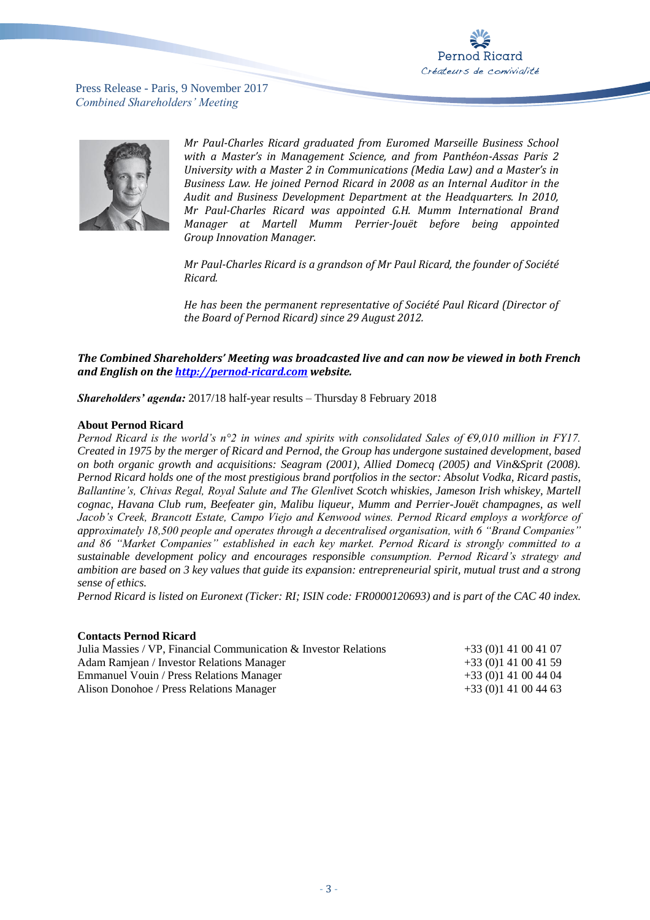*Mr Paul-Charles Ricard graduated from Euromed Marseille Business School with a Master's in Management Science, and from Panthéon-Assas Paris 2 University with a Master 2 in Communications (Media Law) and a Master's in Business Law. He joined Pernod Ricard in 2008 as an Internal Auditor in the Audit and Business Development Department at the Headquarters. In 2010, Mr Paul-Charles Ricard was appointed G.H. Mumm International Brand Manager at Martell Mumm Perrier-Jouët before being appointed Group Innovation Manager.*

*Mr Paul-Charles Ricard is a grandson of Mr Paul Ricard, the founder of Société Ricard.*

*He has been the permanent representative of Société Paul Ricard (Director of the Board of Pernod Ricard) since 29 August 2012.*

***The Combined Shareholders' Meeting was broadcasted live and can now be viewed in both French and English on the [http://pernod-ricard.com](http://pernod-ricard.com) website.***

***Shareholders' agenda:*** 2017/18 half-year results – Thursday 8 February 2018

**About Pernod Ricard**

*Pernod Ricard is the world's n°2 in wines and spirits with consolidated Sales of €9,010 million in FY17. Created in 1975 by the merger of Ricard and Pernod, the Group has undergone sustained development, based on both organic growth and acquisitions: Seagram (2001), Allied Domecq (2005) and Vin&Sprit (2008). Pernod Ricard holds one of the most prestigious brand portfolios in the sector: Absolut Vodka, Ricard pastis, Ballantine's, Chivas Regal, Royal Salute and The Glenlivet Scotch whiskies, Jameson Irish whiskey, Martell cognac, Havana Club rum, Beefeater gin, Malibu liqueur, Mumm and Perrier-Jouët champagnes, as well Jacob's Creek, Brancott Estate, Campo Viejo and Kenwood wines. Pernod Ricard employs a workforce of approximately 18,500 people and operates through a decentralised organisation, with 6 "Brand Companies" and 86 "Market Companies" established in each key market. Pernod Ricard is strongly committed to a sustainable development policy and encourages responsible consumption. Pernod Ricard's strategy and ambition are based on 3 key values that guide its expansion: entrepreneurial spirit, mutual trust and a strong sense of ethics.*

*Pernod Ricard is listed on Euronext (Ticker: RI; ISIN code: FR0000120693) and is part of the CAC 40 index.*

**Contacts Pernod Ricard**

| | |
|---|---|
| Julia Massies / VP, Financial Communication & Investor Relations | +33 (0)1 41 00 41 07 |
| Adam Ramjean / Investor Relations Manager | +33 (0)1 41 00 41 59 |
| Emmanuel Vouin / Press Relations Manager | +33 (0)1 41 00 44 04 |
| Alison Donohoe / Press Relations Manager | +33 (0)1 41 00 44 63 |